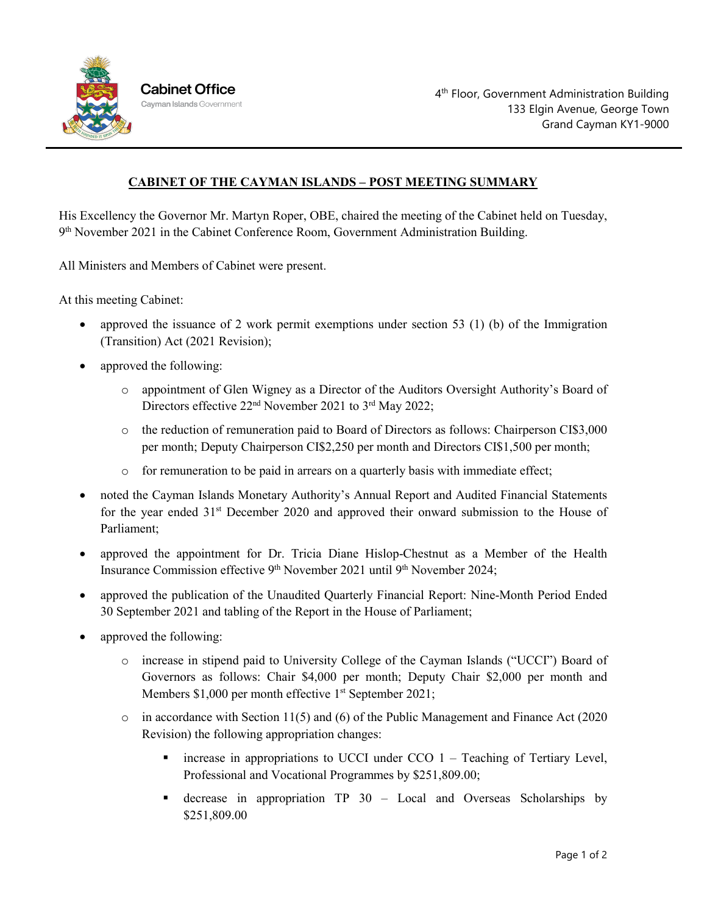Cabinet Office
Cayman Islands Government

4th Floor, Government Administration Building
133 Elgin Avenue, George Town
Grand Cayman KY1-9000

# CABINET OF THE CAYMAN ISLANDS – POST MEETING SUMMARY

His Excellency the Governor Mr. Martyn Roper, OBE, chaired the meeting of the Cabinet held on Tuesday, 9th November 2021 in the Cabinet Conference Room, Government Administration Building.

All Ministers and Members of Cabinet were present.

At this meeting Cabinet:

- approved the issuance of 2 work permit exemptions under section 53 (1) (b) of the Immigration (Transition) Act (2021 Revision);
- approved the following:
    - appointment of Glen Wigney as a Director of the Auditors Oversight Authority's Board of Directors effective 22nd November 2021 to 3rd May 2022;
    - the reduction of remuneration paid to Board of Directors as follows: Chairperson CI$3,000 per month; Deputy Chairperson CI$2,250 per month and Directors CI$1,500 per month;
    - for remuneration to be paid in arrears on a quarterly basis with immediate effect;
- noted the Cayman Islands Monetary Authority's Annual Report and Audited Financial Statements for the year ended 31st December 2020 and approved their onward submission to the House of Parliament;
- approved the appointment for Dr. Tricia Diane Hislop-Chestnut as a Member of the Health Insurance Commission effective 9th November 2021 until 9th November 2024;
- approved the publication of the Unaudited Quarterly Financial Report: Nine-Month Period Ended 30 September 2021 and tabling of the Report in the House of Parliament;
- approved the following:
    - increase in stipend paid to University College of the Cayman Islands ("UCCI") Board of Governors as follows: Chair $4,000 per month; Deputy Chair $2,000 per month and Members $1,000 per month effective 1st September 2021;
    - in accordance with Section 11(5) and (6) of the Public Management and Finance Act (2020 Revision) the following appropriation changes:
        - increase in appropriations to UCCI under CCO 1 – Teaching of Tertiary Level, Professional and Vocational Programmes by $251,809.00;
        - decrease in appropriation TP 30 – Local and Overseas Scholarships by $251,809.00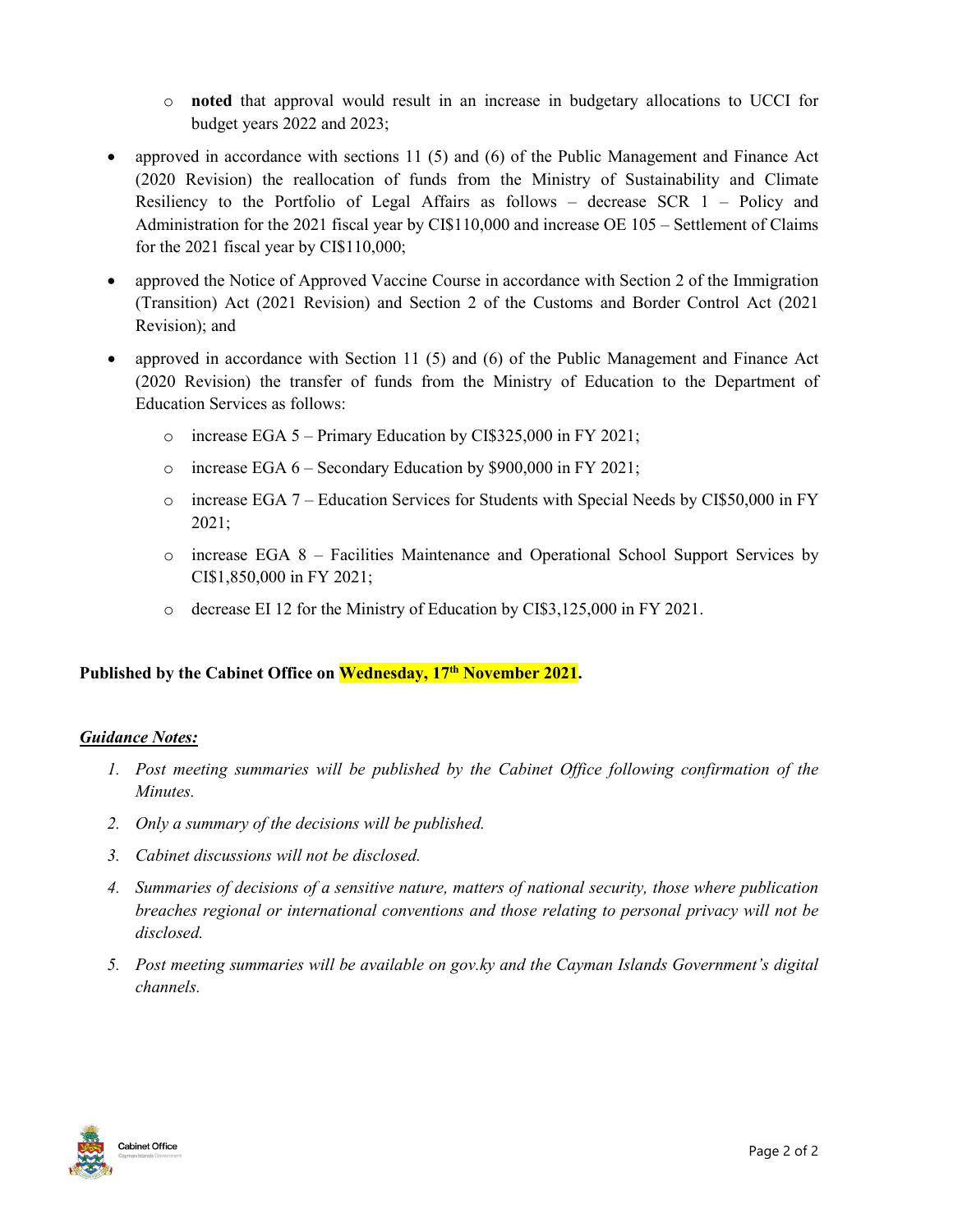- **noted** that approval would result in an increase in budgetary allocations to UCCI for budget years 2022 and 2023;

- approved in accordance with sections 11 (5) and (6) of the Public Management and Finance Act (2020 Revision) the reallocation of funds from the Ministry of Sustainability and Climate Resiliency to the Portfolio of Legal Affairs as follows – decrease SCR 1 – Policy and Administration for the 2021 fiscal year by CI$110,000 and increase OE 105 – Settlement of Claims for the 2021 fiscal year by CI$110,000;

- approved the Notice of Approved Vaccine Course in accordance with Section 2 of the Immigration (Transition) Act (2021 Revision) and Section 2 of the Customs and Border Control Act (2021 Revision); and

- approved in accordance with Section 11 (5) and (6) of the Public Management and Finance Act (2020 Revision) the transfer of funds from the Ministry of Education to the Department of Education Services as follows:

  - increase EGA 5 – Primary Education by CI$325,000 in FY 2021;
  - increase EGA 6 – Secondary Education by $900,000 in FY 2021;
  - increase EGA 7 – Education Services for Students with Special Needs by CI$50,000 in FY 2021;
  - increase EGA 8 – Facilities Maintenance and Operational School Support Services by CI$1,850,000 in FY 2021;
  - decrease EI 12 for the Ministry of Education by CI$3,125,000 in FY 2021.

**Published by the Cabinet Office on Wednesday, 17th November 2021.**

***Guidance Notes:***

1. *Post meeting summaries will be published by the Cabinet Office following confirmation of the Minutes.*
2. *Only a summary of the decisions will be published.*
3. *Cabinet discussions will not be disclosed.*
4. *Summaries of decisions of a sensitive nature, matters of national security, those where publication breaches regional or international conventions and those relating to personal privacy will not be disclosed.*
5. *Post meeting summaries will be available on gov.ky and the Cayman Islands Government's digital channels.*